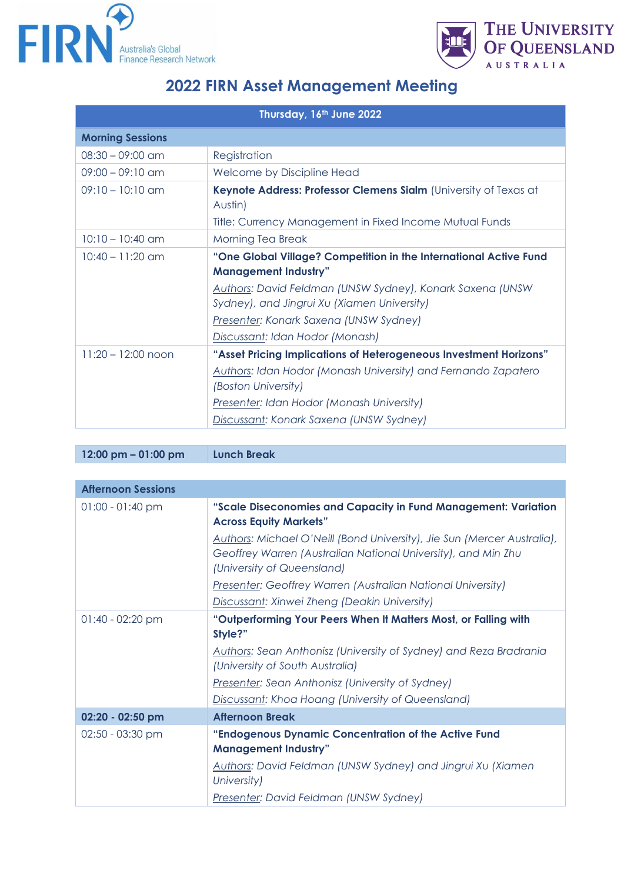FIRN Australia's Global Finance Research Network

The University of Queensland Australia

# 2022 FIRN Asset Management Meeting

| Thursday, 16th June 2022 | |
|---|---|
| **Morning Sessions** | |
| 08:30 – 09:00 am | Registration |
| 09:00 – 09:10 am | Welcome by Discipline Head |
| 09:10 – 10:10 am | **Keynote Address: Professor Clemens Sialm** (University of Texas at Austin)<br>Title: Currency Management in Fixed Income Mutual Funds |
| 10:10 – 10:40 am | Morning Tea Break |
| 10:40 – 11:20 am | **"One Global Village? Competition in the International Active Fund Management Industry"**<br>*Authors: David Feldman (UNSW Sydney), Konark Saxena (UNSW Sydney), and Jingrui Xu (Xiamen University)*<br>*Presenter: Konark Saxena (UNSW Sydney)*<br>*Discussant: Idan Hodor (Monash)* |
| 11:20 – 12:00 noon | **"Asset Pricing Implications of Heterogeneous Investment Horizons"**<br>*Authors: Idan Hodor (Monash University) and Fernando Zapatero (Boston University)*<br>*Presenter: Idan Hodor (Monash University)*<br>*Discussant: Konark Saxena (UNSW Sydney)* |

| **12:00 pm – 01:00 pm** | **Lunch Break** |
|---|---|

| **Afternoon Sessions** | |
|---|---|
| 01:00 - 01:40 pm | **"Scale Diseconomies and Capacity in Fund Management: Variation Across Equity Markets"**<br>*Authors: Michael O'Neill (Bond University), Jie Sun (Mercer Australia), Geoffrey Warren (Australian National University), and Min Zhu (University of Queensland)*<br>*Presenter: Geoffrey Warren (Australian National University)*<br>*Discussant: Xinwei Zheng (Deakin University)* |
| 01:40 - 02:20 pm | **"Outperforming Your Peers When It Matters Most, or Falling with Style?"**<br>*Authors: Sean Anthonisz (University of Sydney) and Reza Bradrania (University of South Australia)*<br>*Presenter: Sean Anthonisz (University of Sydney)*<br>*Discussant: Khoa Hoang (University of Queensland)* |
| **02:20 - 02:50 pm** | **Afternoon Break** |
| 02:50 - 03:30 pm | **"Endogenous Dynamic Concentration of the Active Fund Management Industry"**<br>*Authors: David Feldman (UNSW Sydney) and Jingrui Xu (Xiamen University)*<br>*Presenter: David Feldman (UNSW Sydney)* |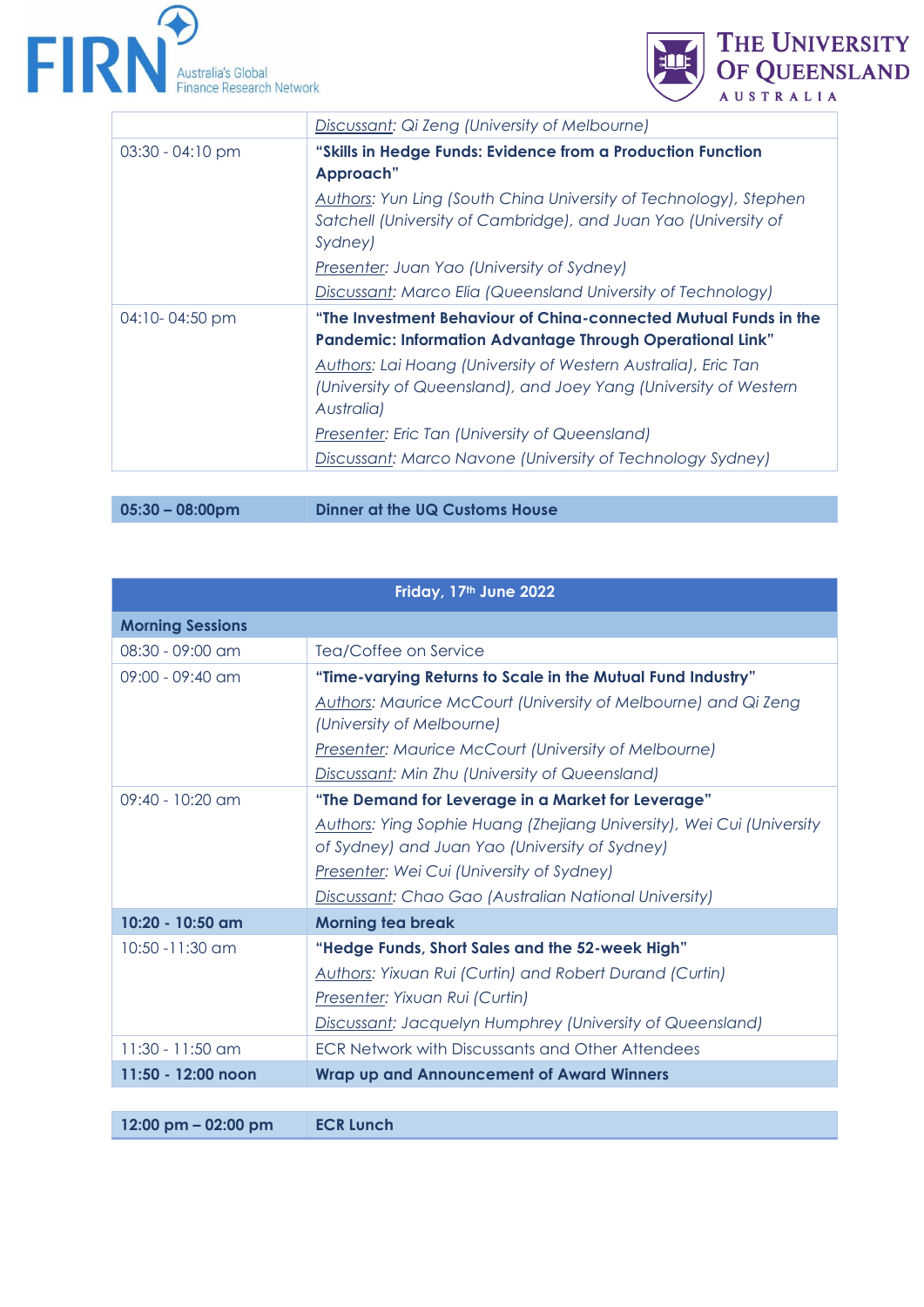| | |
|---|---|
| | *Discussant: Qi Zeng (University of Melbourne)* |
| 03:30 - 04:10 pm | **"Skills in Hedge Funds: Evidence from a Production Function Approach"**<br>*Authors: Yun Ling (South China University of Technology), Stephen Satchell (University of Cambridge), and Juan Yao (University of Sydney)*<br>*Presenter: Juan Yao (University of Sydney)*<br>*Discussant: Marco Elia (Queensland University of Technology)* |
| 04:10- 04:50 pm | **"The Investment Behaviour of China-connected Mutual Funds in the Pandemic: Information Advantage Through Operational Link"**<br>*Authors: Lai Hoang (University of Western Australia), Eric Tan (University of Queensland), and Joey Yang (University of Western Australia)*<br>*Presenter: Eric Tan (University of Queensland)*<br>*Discussant: Marco Navone (University of Technology Sydney)* |

| | |
|---|---|
| **05:30 – 08:00pm** | **Dinner at the UQ Customs House** |

| **Friday, 17th June 2022** | |
|---|---|
| **Morning Sessions** | |
| 08:30 - 09:00 am | Tea/Coffee on Service |
| 09:00 - 09:40 am | **"Time-varying Returns to Scale in the Mutual Fund Industry"**<br>*Authors: Maurice McCourt (University of Melbourne) and Qi Zeng (University of Melbourne)*<br>*Presenter: Maurice McCourt (University of Melbourne)*<br>*Discussant: Min Zhu (University of Queensland)* |
| 09:40 - 10:20 am | **"The Demand for Leverage in a Market for Leverage"**<br>*Authors: Ying Sophie Huang (Zhejiang University), Wei Cui (University of Sydney) and Juan Yao (University of Sydney)*<br>*Presenter: Wei Cui (University of Sydney)*<br>*Discussant: Chao Gao (Australian National University)* |
| **10:20 - 10:50 am** | **Morning tea break** |
| 10:50 -11:30 am | **"Hedge Funds, Short Sales and the 52-week High"**<br>*Authors: Yixuan Rui (Curtin) and Robert Durand (Curtin)*<br>*Presenter: Yixuan Rui (Curtin)*<br>*Discussant: Jacquelyn Humphrey (University of Queensland)* |
| 11:30 - 11:50 am | ECR Network with Discussants and Other Attendees |
| **11:50 - 12:00 noon** | **Wrap up and Announcement of Award Winners** |

| | |
|---|---|
| **12:00 pm – 02:00 pm** | **ECR Lunch** |